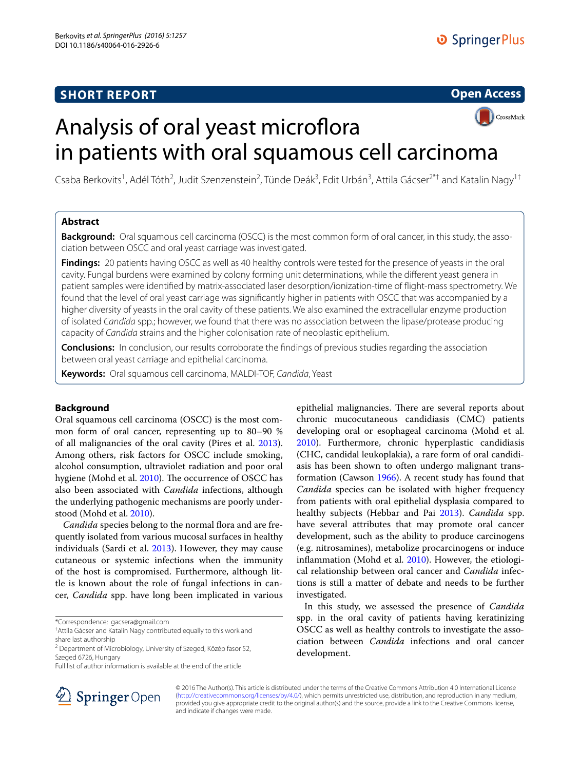SHORT REPORT

Open Access

# Analysis of oral yeast microflora in patients with oral squamous cell carcinoma

Csaba Berkovits[1], Adél Tóth[2], Judit Szenzenstein[2], Tünde Deák[3], Edit Urbán[3], Attila Gácser[2*†] and Katalin Nagy[1†]

## Abstract

**Background:** Oral squamous cell carcinoma (OSCC) is the most common form of oral cancer, in this study, the association between OSCC and oral yeast carriage was investigated.

**Findings:** 20 patients having OSCC as well as 40 healthy controls were tested for the presence of yeasts in the oral cavity. Fungal burdens were examined by colony forming unit determinations, while the different yeast genera in patient samples were identified by matrix-associated laser desorption/ionization-time of flight-mass spectrometry. We found that the level of oral yeast carriage was significantly higher in patients with OSCC that was accompanied by a higher diversity of yeasts in the oral cavity of these patients. We also examined the extracellular enzyme production of isolated *Candida* spp.; however, we found that there was no association between the lipase/protease producing capacity of *Candida* strains and the higher colonisation rate of neoplastic epithelium.

**Conclusions:** In conclusion, our results corroborate the findings of previous studies regarding the association between oral yeast carriage and epithelial carcinoma.

**Keywords:** Oral squamous cell carcinoma, MALDI-TOF, *Candida*, Yeast

## Background

Oral squamous cell carcinoma (OSCC) is the most common form of oral cancer, representing up to 80–90 % of all malignancies of the oral cavity (Pires et al. 2013). Among others, risk factors for OSCC include smoking, alcohol consumption, ultraviolet radiation and poor oral hygiene (Mohd et al. 2010). The occurrence of OSCC has also been associated with *Candida* infections, although the underlying pathogenic mechanisms are poorly understood (Mohd et al. 2010).

*Candida* species belong to the normal flora and are frequently isolated from various mucosal surfaces in healthy individuals (Sardi et al. 2013). However, they may cause cutaneous or systemic infections when the immunity of the host is compromised. Furthermore, although little is known about the role of fungal infections in cancer, *Candida* spp. have long been implicated in various epithelial malignancies. There are several reports about chronic mucocutaneous candidiasis (CMC) patients developing oral or esophageal carcinoma (Mohd et al. 2010). Furthermore, chronic hyperplastic candidiasis (CHC, candidal leukoplakia), a rare form of oral candidiasis has been shown to often undergo malignant transformation (Cawson 1966). A recent study has found that *Candida* species can be isolated with higher frequency from patients with oral epithelial dysplasia compared to healthy subjects (Hebbar and Pai 2013). *Candida* spp. have several attributes that may promote oral cancer development, such as the ability to produce carcinogens (e.g. nitrosamines), metabolize procarcinogens or induce inflammation (Mohd et al. 2010). However, the etiological relationship between oral cancer and *Candida* infections is still a matter of debate and needs to be further investigated.

In this study, we assessed the presence of *Candida* spp. in the oral cavity of patients having keratinizing OSCC as well as healthy controls to investigate the association between *Candida* infections and oral cancer development.

*Correspondence: gacsera@gmail.com

†Attila Gácser and Katalin Nagy contributed equally to this work and share last authorship

[2] Department of Microbiology, University of Szeged, Közép fasor 52, Szeged 6726, Hungary

Full list of author information is available at the end of the article

© 2016 The Author(s). This article is distributed under the terms of the Creative Commons Attribution 4.0 International License (http://creativecommons.org/licenses/by/4.0/), which permits unrestricted use, distribution, and reproduction in any medium, provided you give appropriate credit to the original author(s) and the source, provide a link to the Creative Commons license, and indicate if changes were made.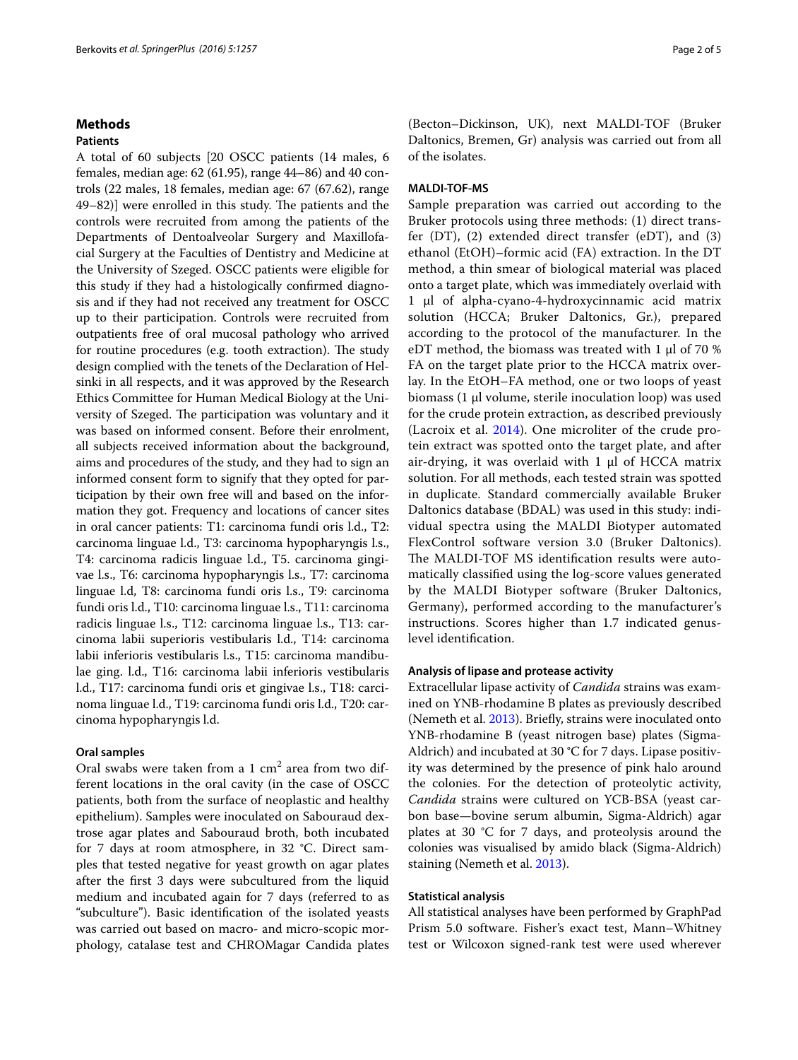## Methods

### Patients

A total of 60 subjects [20 OSCC patients (14 males, 6 females, median age: 62 (61.95), range 44–86) and 40 controls (22 males, 18 females, median age: 67 (67.62), range 49–82)] were enrolled in this study. The patients and the controls were recruited from among the patients of the Departments of Dentoalveolar Surgery and Maxillofacial Surgery at the Faculties of Dentistry and Medicine at the University of Szeged. OSCC patients were eligible for this study if they had a histologically confirmed diagnosis and if they had not received any treatment for OSCC up to their participation. Controls were recruited from outpatients free of oral mucosal pathology who arrived for routine procedures (e.g. tooth extraction). The study design complied with the tenets of the Declaration of Helsinki in all respects, and it was approved by the Research Ethics Committee for Human Medical Biology at the University of Szeged. The participation was voluntary and it was based on informed consent. Before their enrolment, all subjects received information about the background, aims and procedures of the study, and they had to sign an informed consent form to signify that they opted for participation by their own free will and based on the information they got. Frequency and locations of cancer sites in oral cancer patients: T1: carcinoma fundi oris l.d., T2: carcinoma linguae l.d., T3: carcinoma hypopharyngis l.s., T4: carcinoma radicis linguae l.d., T5. carcinoma gingivae l.s., T6: carcinoma hypopharyngis l.s., T7: carcinoma linguae l.d, T8: carcinoma fundi oris l.s., T9: carcinoma fundi oris l.d., T10: carcinoma linguae l.s., T11: carcinoma radicis linguae l.s., T12: carcinoma linguae l.s., T13: carcinoma labii superioris vestibularis l.d., T14: carcinoma labii inferioris vestibularis l.s., T15: carcinoma mandibulae ging. l.d., T16: carcinoma labii inferioris vestibularis l.d., T17: carcinoma fundi oris et gingivae l.s., T18: carcinoma linguae l.d., T19: carcinoma fundi oris l.d., T20: carcinoma hypopharyngis l.d.

### Oral samples

Oral swabs were taken from a 1 cm$^2$ area from two different locations in the oral cavity (in the case of OSCC patients, both from the surface of neoplastic and healthy epithelium). Samples were inoculated on Sabouraud dextrose agar plates and Sabouraud broth, both incubated for 7 days at room atmosphere, in 32 °C. Direct samples that tested negative for yeast growth on agar plates after the first 3 days were subcultured from the liquid medium and incubated again for 7 days (referred to as "subculture"). Basic identification of the isolated yeasts was carried out based on macro- and micro-scopic morphology, catalase test and CHROMagar Candida plates (Becton–Dickinson, UK), next MALDI-TOF (Bruker Daltonics, Bremen, Gr) analysis was carried out from all of the isolates.

### MALDI-TOF-MS

Sample preparation was carried out according to the Bruker protocols using three methods: (1) direct transfer (DT), (2) extended direct transfer (eDT), and (3) ethanol (EtOH)–formic acid (FA) extraction. In the DT method, a thin smear of biological material was placed onto a target plate, which was immediately overlaid with 1 µl of alpha-cyano-4-hydroxycinnamic acid matrix solution (HCCA; Bruker Daltonics, Gr.), prepared according to the protocol of the manufacturer. In the eDT method, the biomass was treated with 1 µl of 70 % FA on the target plate prior to the HCCA matrix overlay. In the EtOH–FA method, one or two loops of yeast biomass (1 µl volume, sterile inoculation loop) was used for the crude protein extraction, as described previously (Lacroix et al. 2014). One microliter of the crude protein extract was spotted onto the target plate, and after air-drying, it was overlaid with 1 µl of HCCA matrix solution. For all methods, each tested strain was spotted in duplicate. Standard commercially available Bruker Daltonics database (BDAL) was used in this study: individual spectra using the MALDI Biotyper automated FlexControl software version 3.0 (Bruker Daltonics). The MALDI-TOF MS identification results were automatically classified using the log-score values generated by the MALDI Biotyper software (Bruker Daltonics, Germany), performed according to the manufacturer's instructions. Scores higher than 1.7 indicated genus-level identification.

### Analysis of lipase and protease activity

Extracellular lipase activity of *Candida* strains was examined on YNB-rhodamine B plates as previously described (Nemeth et al. 2013). Briefly, strains were inoculated onto YNB-rhodamine B (yeast nitrogen base) plates (Sigma-Aldrich) and incubated at 30 °C for 7 days. Lipase positivity was determined by the presence of pink halo around the colonies. For the detection of proteolytic activity, *Candida* strains were cultured on YCB-BSA (yeast carbon base—bovine serum albumin, Sigma-Aldrich) agar plates at 30 °C for 7 days, and proteolysis around the colonies was visualised by amido black (Sigma-Aldrich) staining (Nemeth et al. 2013).

### Statistical analysis

All statistical analyses have been performed by GraphPad Prism 5.0 software. Fisher's exact test, Mann–Whitney test or Wilcoxon signed-rank test were used wherever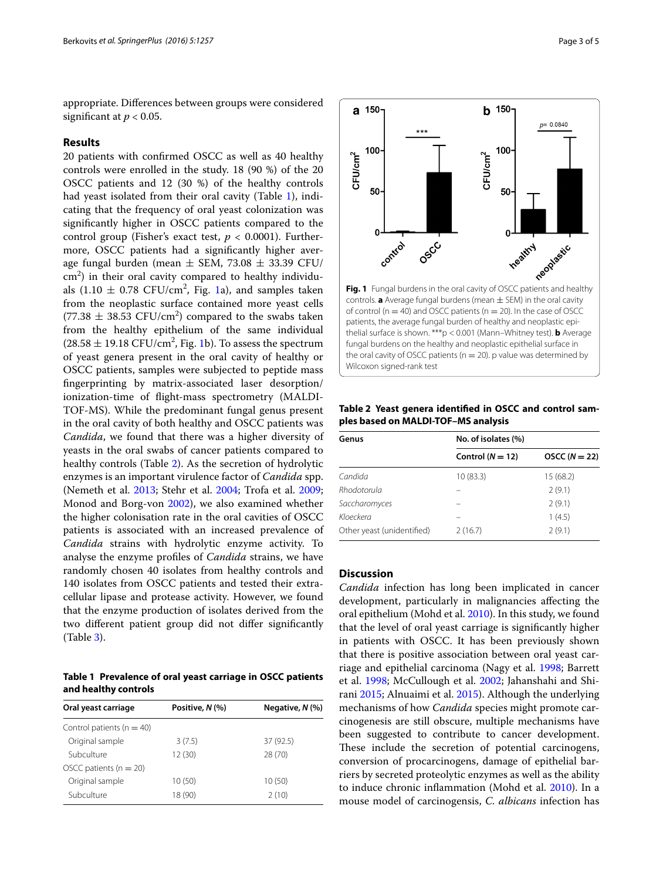appropriate. Differences between groups were considered significant at $p < 0.05$.

## Results

20 patients with confirmed OSCC as well as 40 healthy controls were enrolled in the study. 18 (90 %) of the 20 OSCC patients and 12 (30 %) of the healthy controls had yeast isolated from their oral cavity (Table 1), indicating that the frequency of oral yeast colonization was significantly higher in OSCC patients compared to the control group (Fisher's exact test, $p < 0.0001$). Furthermore, OSCC patients had a significantly higher average fungal burden (mean ± SEM, 73.08 ± 33.39 CFU/cm$^2$) in their oral cavity compared to healthy individuals (1.10 ± 0.78 CFU/cm$^2$, Fig. 1a), and samples taken from the neoplastic surface contained more yeast cells (77.38 ± 38.53 CFU/cm$^2$) compared to the swabs taken from the healthy epithelium of the same individual (28.58 ± 19.18 CFU/cm$^2$, Fig. 1b). To assess the spectrum of yeast genera present in the oral cavity of healthy or OSCC patients, samples were subjected to peptide mass fingerprinting by matrix-associated laser desorption/ionization-time of flight-mass spectrometry (MALDI-TOF-MS). While the predominant fungal genus present in the oral cavity of both healthy and OSCC patients was *Candida*, we found that there was a higher diversity of yeasts in the oral swabs of cancer patients compared to healthy controls (Table 2). As the secretion of hydrolytic enzymes is an important virulence factor of *Candida* spp. (Nemeth et al. 2013; Stehr et al. 2004; Trofa et al. 2009; Monod and Borg-von 2002), we also examined whether the higher colonisation rate in the oral cavities of OSCC patients is associated with an increased prevalence of *Candida* strains with hydrolytic enzyme activity. To analyse the enzyme profiles of *Candida* strains, we have randomly chosen 40 isolates from healthy controls and 140 isolates from OSCC patients and tested their extracellular lipase and protease activity. However, we found that the enzyme production of isolates derived from the two different patient group did not differ significantly (Table 3).

**Table 1 Prevalence of oral yeast carriage in OSCC patients and healthy controls**

| Oral yeast carriage | Positive, *N* (%) | Negative, *N* (%) |
|---|---|---|
| Control patients (n = 40) | | |
| Original sample | 3 (7.5) | 37 (92.5) |
| Subculture | 12 (30) | 28 (70) |
| OSCC patients (n = 20) | | |
| Original sample | 10 (50) | 10 (50) |
| Subculture | 18 (90) | 2 (10) |

a
150
100
50
0
CFU/cm$^2$
***
control
OSCC

b
150
100
50
0
CFU/cm$^2$
p= 0.0840
healthy
neoplastic

**Fig. 1** Fungal burdens in the oral cavity of OSCC patients and healthy controls. **a** Average fungal burdens (mean ± SEM) in the oral cavity of control (n = 40) and OSCC patients (n = 20). In the case of OSCC patients, the average fungal burden of healthy and neoplastic epithelial surface is shown. ***p < 0.001 (Mann–Whitney test). **b** Average fungal burdens on the healthy and neoplastic epithelial surface in the oral cavity of OSCC patients (n = 20). p value was determined by Wilcoxon signed-rank test

**Table 2 Yeast genera identified in OSCC and control samples based on MALDI-TOF–MS analysis**

| Genus | No. of isolates (%) | |
|---|---|---|
| | Control (*N* = 12) | OSCC (*N* = 22) |
| *Candida* | 10 (83.3) | 15 (68.2) |
| *Rhodotorula* | – | 2 (9.1) |
| *Saccharomyces* | – | 2 (9.1) |
| *Kloeckera* | – | 1 (4.5) |
| Other yeast (unidentified) | 2 (16.7) | 2 (9.1) |

## Discussion

*Candida* infection has long been implicated in cancer development, particularly in malignancies affecting the oral epithelium (Mohd et al. 2010). In this study, we found that the level of oral yeast carriage is significantly higher in patients with OSCC. It has been previously shown that there is positive association between oral yeast carriage and epithelial carcinoma (Nagy et al. 1998; Barrett et al. 1998; McCullough et al. 2002; Jahanshahi and Shirani 2015; Alnuaimi et al. 2015). Although the underlying mechanisms of how *Candida* species might promote carcinogenesis are still obscure, multiple mechanisms have been suggested to contribute to cancer development. These include the secretion of potential carcinogens, conversion of procarcinogens, damage of epithelial barriers by secreted proteolytic enzymes as well as the ability to induce chronic inflammation (Mohd et al. 2010). In a mouse model of carcinogensis, *C. albicans* infection has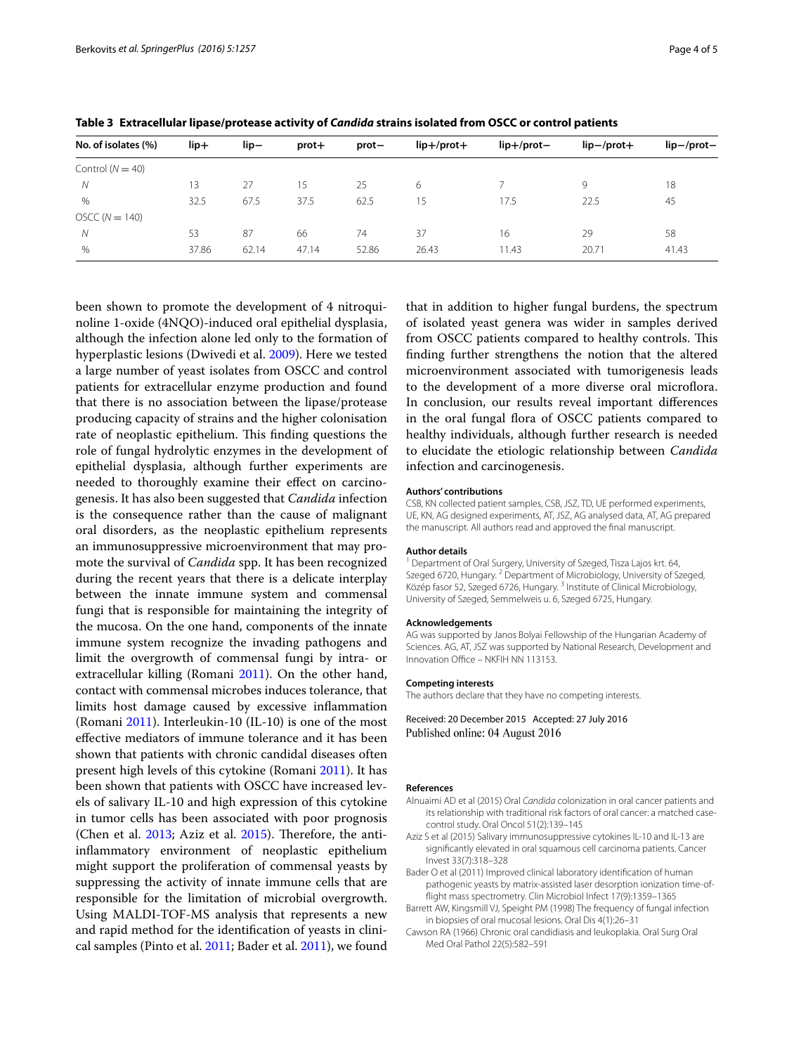**Table 3 Extracellular lipase/protease activity of *Candida* strains isolated from OSCC or control patients**

| No. of isolates (%) | lip+ | lip− | prot+ | prot− | lip+/prot+ | lip+/prot− | lip−/prot+ | lip−/prot− |
|---|---|---|---|---|---|---|---|---|
| Control ($N = 40$) | | | | | | | | |
| *N* | 13 | 27 | 15 | 25 | 6 | 7 | 9 | 18 |
| % | 32.5 | 67.5 | 37.5 | 62.5 | 15 | 17.5 | 22.5 | 45 |
| OSCC ($N = 140$) | | | | | | | | |
| *N* | 53 | 87 | 66 | 74 | 37 | 16 | 29 | 58 |
| % | 37.86 | 62.14 | 47.14 | 52.86 | 26.43 | 11.43 | 20.71 | 41.43 |

been shown to promote the development of 4 nitroquinoline 1-oxide (4NQO)-induced oral epithelial dysplasia, although the infection alone led only to the formation of hyperplastic lesions (Dwivedi et al. 2009). Here we tested a large number of yeast isolates from OSCC and control patients for extracellular enzyme production and found that there is no association between the lipase/protease producing capacity of strains and the higher colonisation rate of neoplastic epithelium. This finding questions the role of fungal hydrolytic enzymes in the development of epithelial dysplasia, although further experiments are needed to thoroughly examine their effect on carcinogenesis. It has also been suggested that *Candida* infection is the consequence rather than the cause of malignant oral disorders, as the neoplastic epithelium represents an immunosuppressive microenvironment that may promote the survival of *Candida* spp. It has been recognized during the recent years that there is a delicate interplay between the innate immune system and commensal fungi that is responsible for maintaining the integrity of the mucosa. On the one hand, components of the innate immune system recognize the invading pathogens and limit the overgrowth of commensal fungi by intra- or extracellular killing (Romani 2011). On the other hand, contact with commensal microbes induces tolerance, that limits host damage caused by excessive inflammation (Romani 2011). Interleukin-10 (IL-10) is one of the most effective mediators of immune tolerance and it has been shown that patients with chronic candidal diseases often present high levels of this cytokine (Romani 2011). It has been shown that patients with OSCC have increased levels of salivary IL-10 and high expression of this cytokine in tumor cells has been associated with poor prognosis (Chen et al. 2013; Aziz et al. 2015). Therefore, the anti-inflammatory environment of neoplastic epithelium might support the proliferation of commensal yeasts by suppressing the activity of innate immune cells that are responsible for the limitation of microbial overgrowth. Using MALDI-TOF-MS analysis that represents a new and rapid method for the identification of yeasts in clinical samples (Pinto et al. 2011; Bader et al. 2011), we found that in addition to higher fungal burdens, the spectrum of isolated yeast genera was wider in samples derived from OSCC patients compared to healthy controls. This finding further strengthens the notion that the altered microenvironment associated with tumorigenesis leads to the development of a more diverse oral microflora. In conclusion, our results reveal important differences in the oral fungal flora of OSCC patients compared to healthy individuals, although further research is needed to elucidate the etiologic relationship between *Candida* infection and carcinogenesis.

#### Authors' contributions

CSB, KN collected patient samples, CSB, JSZ, TD, UE performed experiments, UE, KN, AG designed experiments, AT, JSZ, AG analysed data, AT, AG prepared the manuscript. All authors read and approved the final manuscript.

#### Author details

[1] Department of Oral Surgery, University of Szeged, Tisza Lajos krt. 64, Szeged 6720, Hungary. [2] Department of Microbiology, University of Szeged, Közép fasor 52, Szeged 6726, Hungary. [3] Institute of Clinical Microbiology, University of Szeged, Semmelweis u. 6, Szeged 6725, Hungary.

#### Acknowledgements

AG was supported by Janos Bolyai Fellowship of the Hungarian Academy of Sciences. AG, AT, JSZ was supported by National Research, Development and Innovation Office – NKFIH NN 113153.

#### Competing interests

The authors declare that they have no competing interests.

Received: 20 December 2015 Accepted: 27 July 2016
Published online: 04 August 2016

#### References

- Alnuaimi AD et al (2015) Oral *Candida* colonization in oral cancer patients and its relationship with traditional risk factors of oral cancer: a matched case-control study. Oral Oncol 51(2):139–145
- Aziz S et al (2015) Salivary immunosuppressive cytokines IL-10 and IL-13 are significantly elevated in oral squamous cell carcinoma patients. Cancer Invest 33(7):318–328
- Bader O et al (2011) Improved clinical laboratory identification of human pathogenic yeasts by matrix-assisted laser desorption ionization time-of-flight mass spectrometry. Clin Microbiol Infect 17(9):1359–1365
- Barrett AW, Kingsmill VJ, Speight PM (1998) The frequency of fungal infection in biopsies of oral mucosal lesions. Oral Dis 4(1):26–31
- Cawson RA (1966) Chronic oral candidiasis and leukoplakia. Oral Surg Oral Med Oral Pathol 22(5):582–591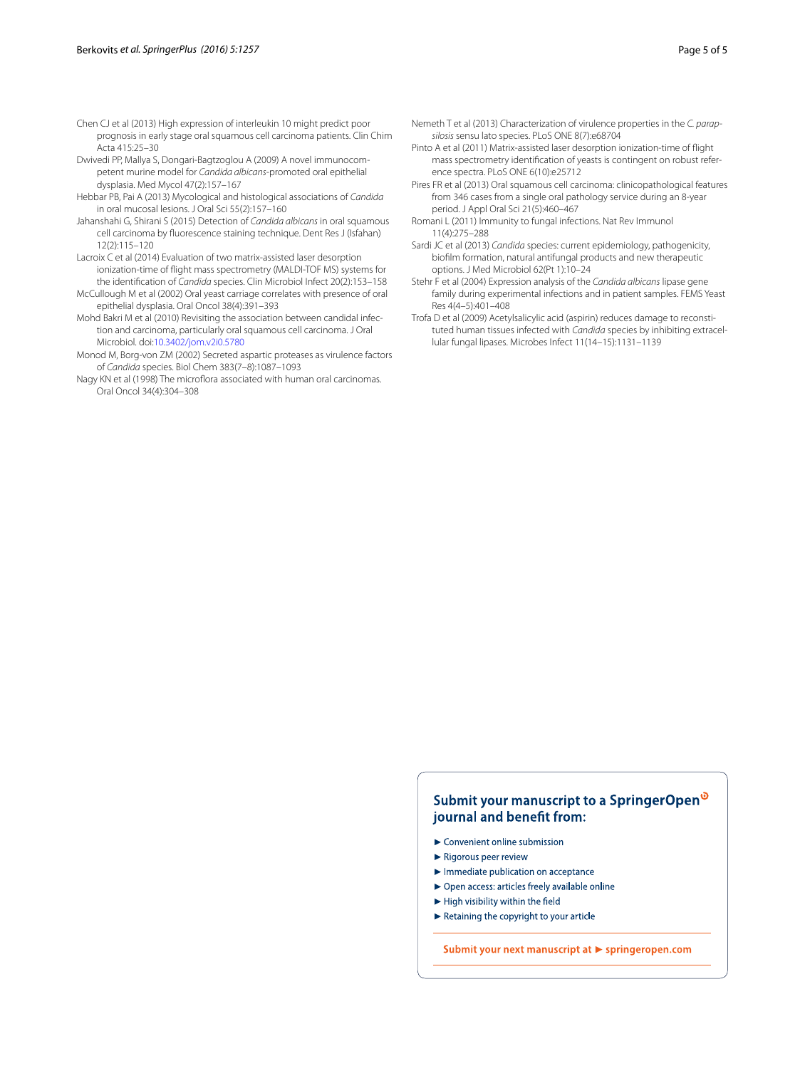Chen CJ et al (2013) High expression of interleukin 10 might predict poor prognosis in early stage oral squamous cell carcinoma patients. Clin Chim Acta 415:25–30

Dwivedi PP, Mallya S, Dongari-Bagtzoglou A (2009) A novel immunocompetent murine model for *Candida albicans*-promoted oral epithelial dysplasia. Med Mycol 47(2):157–167

Hebbar PB, Pai A (2013) Mycological and histological associations of *Candida* in oral mucosal lesions. J Oral Sci 55(2):157–160

Jahanshahi G, Shirani S (2015) Detection of *Candida albicans* in oral squamous cell carcinoma by fluorescence staining technique. Dent Res J (Isfahan) 12(2):115–120

Lacroix C et al (2014) Evaluation of two matrix-assisted laser desorption ionization-time of flight mass spectrometry (MALDI-TOF MS) systems for the identification of *Candida* species. Clin Microbiol Infect 20(2):153–158

McCullough M et al (2002) Oral yeast carriage correlates with presence of oral epithelial dysplasia. Oral Oncol 38(4):391–393

Mohd Bakri M et al (2010) Revisiting the association between candidal infection and carcinoma, particularly oral squamous cell carcinoma. J Oral Microbiol. doi:10.3402/jom.v2i0.5780

Monod M, Borg-von ZM (2002) Secreted aspartic proteases as virulence factors of *Candida* species. Biol Chem 383(7–8):1087–1093

Nagy KN et al (1998) The microflora associated with human oral carcinomas. Oral Oncol 34(4):304–308

Nemeth T et al (2013) Characterization of virulence properties in the *C. parapsilosis* sensu lato species. PLoS ONE 8(7):e68704

Pinto A et al (2011) Matrix-assisted laser desorption ionization-time of flight mass spectrometry identification of yeasts is contingent on robust reference spectra. PLoS ONE 6(10):e25712

Pires FR et al (2013) Oral squamous cell carcinoma: clinicopathological features from 346 cases from a single oral pathology service during an 8-year period. J Appl Oral Sci 21(5):460–467

Romani L (2011) Immunity to fungal infections. Nat Rev Immunol 11(4):275–288

Sardi JC et al (2013) *Candida* species: current epidemiology, pathogenicity, biofilm formation, natural antifungal products and new therapeutic options. J Med Microbiol 62(Pt 1):10–24

Stehr F et al (2004) Expression analysis of the *Candida albicans* lipase gene family during experimental infections and in patient samples. FEMS Yeast Res 4(4–5):401–408

Trofa D et al (2009) Acetylsalicylic acid (aspirin) reduces damage to reconstituted human tissues infected with *Candida* species by inhibiting extracellular fungal lipases. Microbes Infect 11(14–15):1131–1139

**Submit your manuscript to a SpringerOpen journal and benefit from:**

- ► Convenient online submission
- ► Rigorous peer review
- ► Immediate publication on acceptance
- ► Open access: articles freely available online
- ► High visibility within the field
- ► Retaining the copyright to your article

**Submit your next manuscript at ► springeropen.com**